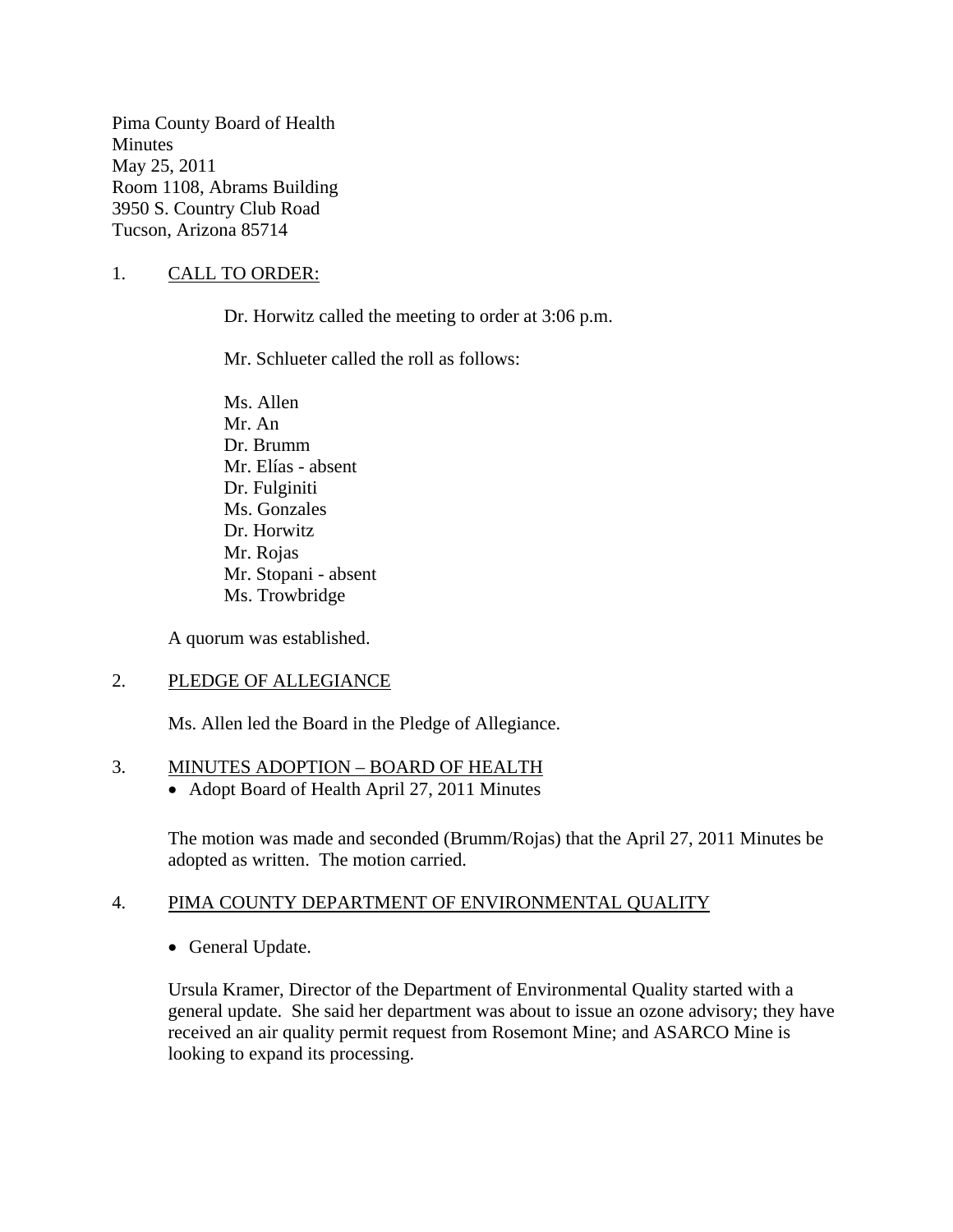Pima County Board of Health
Minutes
May 25, 2011
Room 1108, Abrams Building
3950 S. Country Club Road
Tucson, Arizona 85714

1. CALL TO ORDER:

Dr. Horwitz called the meeting to order at 3:06 p.m.

Mr. Schlueter called the roll as follows:

Ms. Allen
Mr. An
Dr. Brumm
Mr. Elías - absent
Dr. Fulginiti
Ms. Gonzales
Dr. Horwitz
Mr. Rojas
Mr. Stopani - absent
Ms. Trowbridge

A quorum was established.

2. PLEDGE OF ALLEGIANCE

Ms. Allen led the Board in the Pledge of Allegiance.

3. MINUTES ADOPTION – BOARD OF HEALTH

- Adopt Board of Health April 27, 2011 Minutes

The motion was made and seconded (Brumm/Rojas) that the April 27, 2011 Minutes be adopted as written. The motion carried.

4. PIMA COUNTY DEPARTMENT OF ENVIRONMENTAL QUALITY

- General Update.

Ursula Kramer, Director of the Department of Environmental Quality started with a general update. She said her department was about to issue an ozone advisory; they have received an air quality permit request from Rosemont Mine; and ASARCO Mine is looking to expand its processing.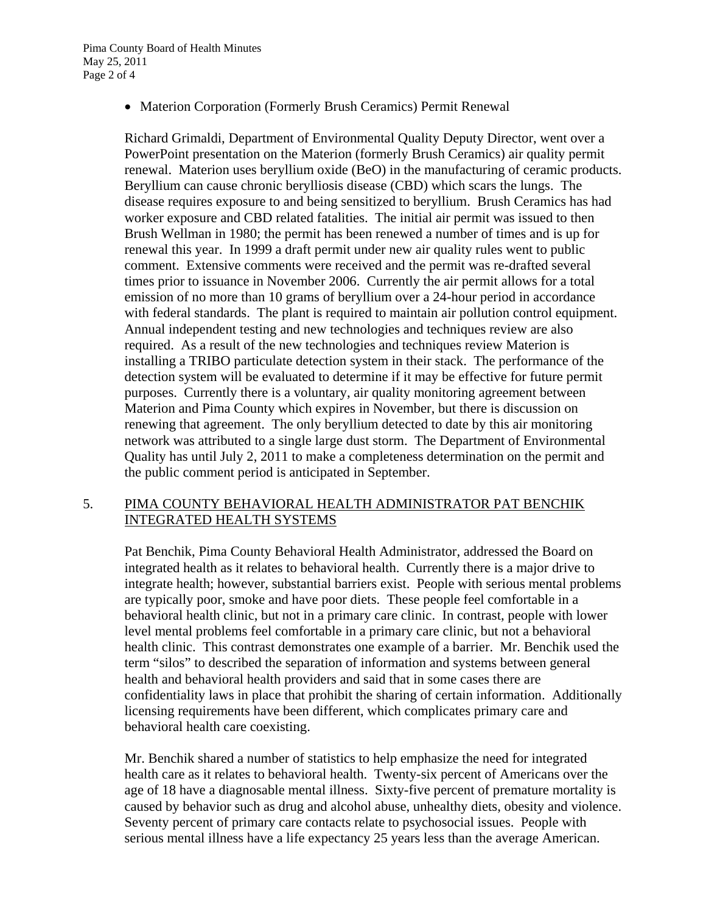- Materion Corporation (Formerly Brush Ceramics) Permit Renewal

Richard Grimaldi, Department of Environmental Quality Deputy Director, went over a PowerPoint presentation on the Materion (formerly Brush Ceramics) air quality permit renewal. Materion uses beryllium oxide (BeO) in the manufacturing of ceramic products. Beryllium can cause chronic berylliosis disease (CBD) which scars the lungs. The disease requires exposure to and being sensitized to beryllium. Brush Ceramics has had worker exposure and CBD related fatalities. The initial air permit was issued to then Brush Wellman in 1980; the permit has been renewed a number of times and is up for renewal this year. In 1999 a draft permit under new air quality rules went to public comment. Extensive comments were received and the permit was re-drafted several times prior to issuance in November 2006. Currently the air permit allows for a total emission of no more than 10 grams of beryllium over a 24-hour period in accordance with federal standards. The plant is required to maintain air pollution control equipment. Annual independent testing and new technologies and techniques review are also required. As a result of the new technologies and techniques review Materion is installing a TRIBO particulate detection system in their stack. The performance of the detection system will be evaluated to determine if it may be effective for future permit purposes. Currently there is a voluntary, air quality monitoring agreement between Materion and Pima County which expires in November, but there is discussion on renewing that agreement. The only beryllium detected to date by this air monitoring network was attributed to a single large dust storm. The Department of Environmental Quality has until July 2, 2011 to make a completeness determination on the permit and the public comment period is anticipated in September.

5. <u>PIMA COUNTY BEHAVIORAL HEALTH ADMINISTRATOR PAT BENCHIK INTEGRATED HEALTH SYSTEMS</u>

Pat Benchik, Pima County Behavioral Health Administrator, addressed the Board on integrated health as it relates to behavioral health. Currently there is a major drive to integrate health; however, substantial barriers exist. People with serious mental problems are typically poor, smoke and have poor diets. These people feel comfortable in a behavioral health clinic, but not in a primary care clinic. In contrast, people with lower level mental problems feel comfortable in a primary care clinic, but not a behavioral health clinic. This contrast demonstrates one example of a barrier. Mr. Benchik used the term "silos" to described the separation of information and systems between general health and behavioral health providers and said that in some cases there are confidentiality laws in place that prohibit the sharing of certain information. Additionally licensing requirements have been different, which complicates primary care and behavioral health care coexisting.

Mr. Benchik shared a number of statistics to help emphasize the need for integrated health care as it relates to behavioral health. Twenty-six percent of Americans over the age of 18 have a diagnosable mental illness. Sixty-five percent of premature mortality is caused by behavior such as drug and alcohol abuse, unhealthy diets, obesity and violence. Seventy percent of primary care contacts relate to psychosocial issues. People with serious mental illness have a life expectancy 25 years less than the average American.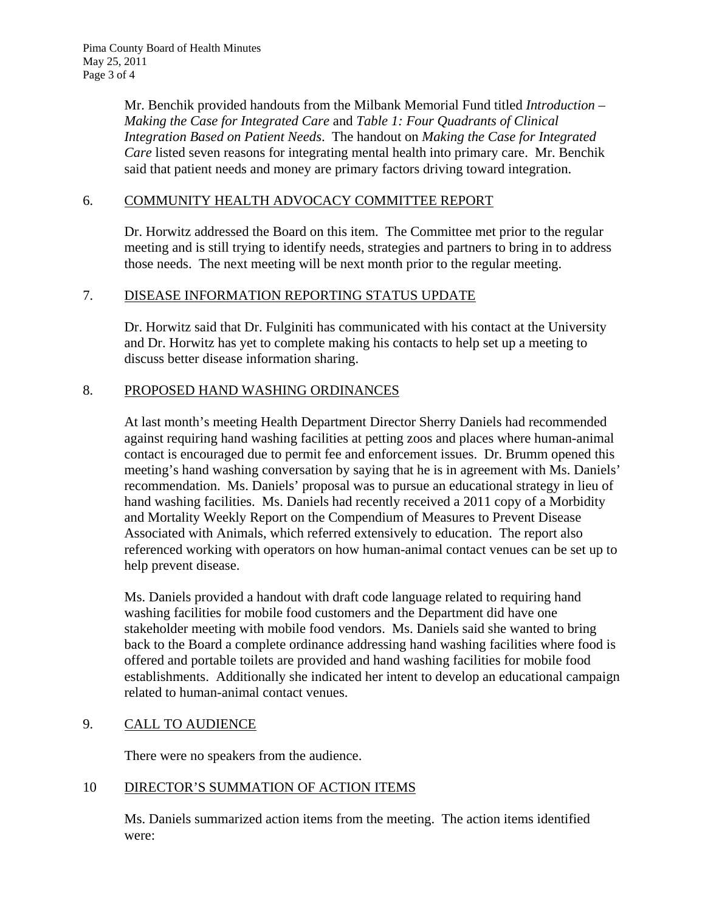Mr. Benchik provided handouts from the Milbank Memorial Fund titled *Introduction – Making the Case for Integrated Care* and *Table 1: Four Quadrants of Clinical Integration Based on Patient Needs*. The handout on *Making the Case for Integrated Care* listed seven reasons for integrating mental health into primary care. Mr. Benchik said that patient needs and money are primary factors driving toward integration.

6. <u>COMMUNITY HEALTH ADVOCACY COMMITTEE REPORT</u>

Dr. Horwitz addressed the Board on this item. The Committee met prior to the regular meeting and is still trying to identify needs, strategies and partners to bring in to address those needs. The next meeting will be next month prior to the regular meeting.

7. <u>DISEASE INFORMATION REPORTING STATUS UPDATE</u>

Dr. Horwitz said that Dr. Fulginiti has communicated with his contact at the University and Dr. Horwitz has yet to complete making his contacts to help set up a meeting to discuss better disease information sharing.

8. <u>PROPOSED HAND WASHING ORDINANCES</u>

At last month's meeting Health Department Director Sherry Daniels had recommended against requiring hand washing facilities at petting zoos and places where human-animal contact is encouraged due to permit fee and enforcement issues. Dr. Brumm opened this meeting's hand washing conversation by saying that he is in agreement with Ms. Daniels' recommendation. Ms. Daniels' proposal was to pursue an educational strategy in lieu of hand washing facilities. Ms. Daniels had recently received a 2011 copy of a Morbidity and Mortality Weekly Report on the Compendium of Measures to Prevent Disease Associated with Animals, which referred extensively to education. The report also referenced working with operators on how human-animal contact venues can be set up to help prevent disease.

Ms. Daniels provided a handout with draft code language related to requiring hand washing facilities for mobile food customers and the Department did have one stakeholder meeting with mobile food vendors. Ms. Daniels said she wanted to bring back to the Board a complete ordinance addressing hand washing facilities where food is offered and portable toilets are provided and hand washing facilities for mobile food establishments. Additionally she indicated her intent to develop an educational campaign related to human-animal contact venues.

9. <u>CALL TO AUDIENCE</u>

There were no speakers from the audience.

10 <u>DIRECTOR'S SUMMATION OF ACTION ITEMS</u>

Ms. Daniels summarized action items from the meeting. The action items identified were: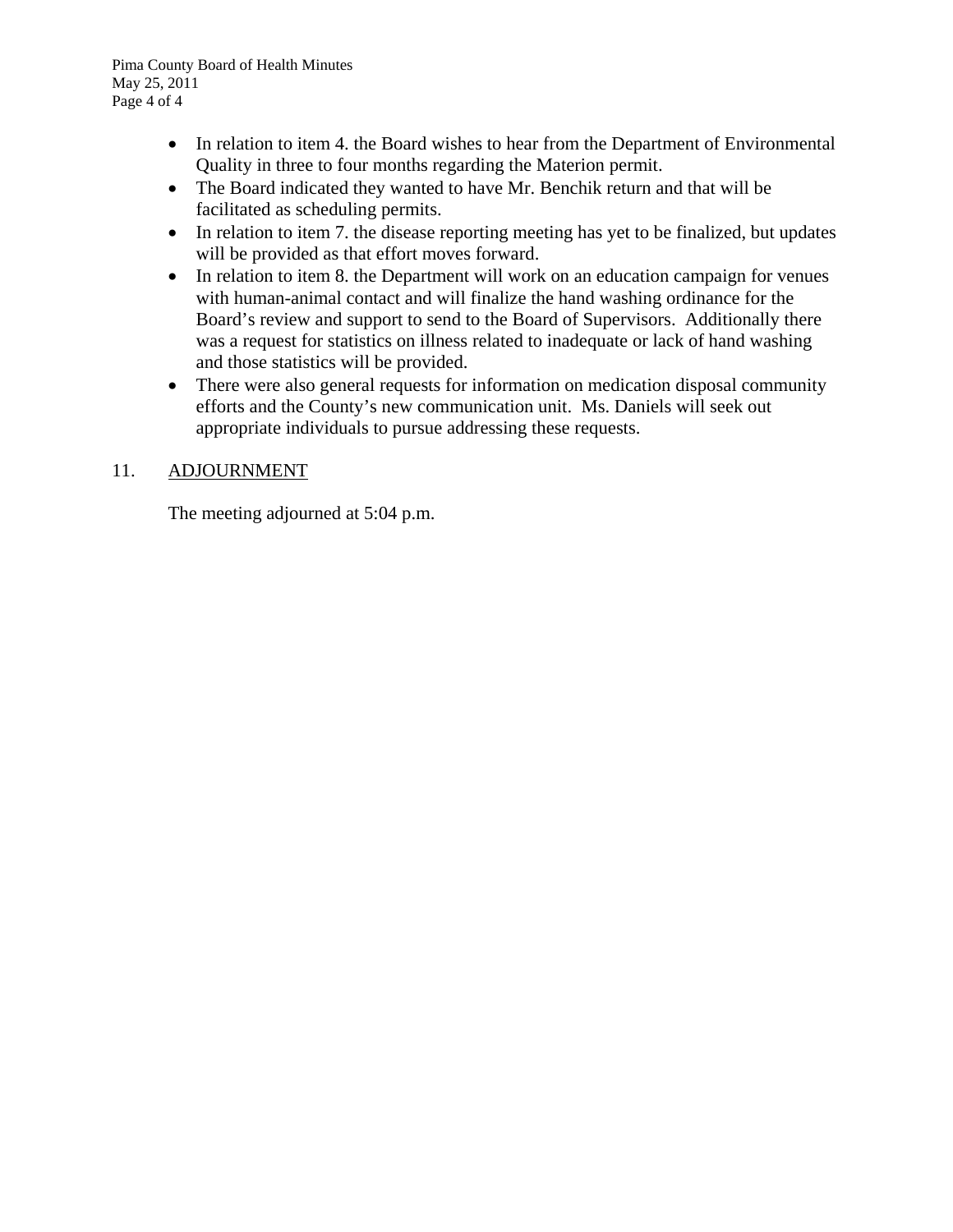- In relation to item 4. the Board wishes to hear from the Department of Environmental Quality in three to four months regarding the Materion permit.
- The Board indicated they wanted to have Mr. Benchik return and that will be facilitated as scheduling permits.
- In relation to item 7. the disease reporting meeting has yet to be finalized, but updates will be provided as that effort moves forward.
- In relation to item 8. the Department will work on an education campaign for venues with human-animal contact and will finalize the hand washing ordinance for the Board's review and support to send to the Board of Supervisors. Additionally there was a request for statistics on illness related to inadequate or lack of hand washing and those statistics will be provided.
- There were also general requests for information on medication disposal community efforts and the County's new communication unit. Ms. Daniels will seek out appropriate individuals to pursue addressing these requests.

11. ADJOURNMENT

The meeting adjourned at 5:04 p.m.